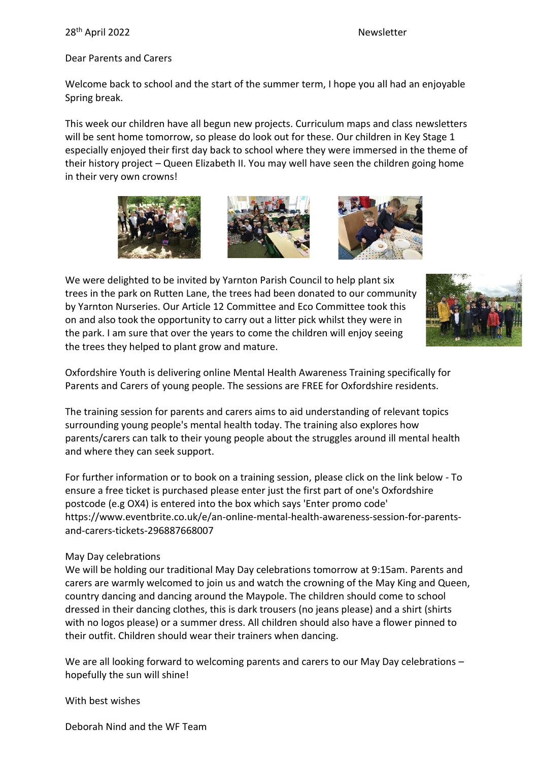28th April 2022 Newsletter

Dear Parents and Carers

Welcome back to school and the start of the summer term, I hope you all had an enjoyable Spring break.

This week our children have all begun new projects. Curriculum maps and class newsletters will be sent home tomorrow, so please do look out for these. Our children in Key Stage 1 especially enjoyed their first day back to school where they were immersed in the theme of their history project – Queen Elizabeth II. You may well have seen the children going home in their very own crowns!

We were delighted to be invited by Yarnton Parish Council to help plant six trees in the park on Rutten Lane, the trees had been donated to our community by Yarnton Nurseries. Our Article 12 Committee and Eco Committee took this on and also took the opportunity to carry out a litter pick whilst they were in the park. I am sure that over the years to come the children will enjoy seeing the trees they helped to plant grow and mature.

Oxfordshire Youth is delivering online Mental Health Awareness Training specifically for Parents and Carers of young people. The sessions are FREE for Oxfordshire residents.

The training session for parents and carers aims to aid understanding of relevant topics surrounding young people's mental health today. The training also explores how parents/carers can talk to their young people about the struggles around ill mental health and where they can seek support.

For further information or to book on a training session, please click on the link below - To ensure a free ticket is purchased please enter just the first part of one's Oxfordshire postcode (e.g OX4) is entered into the box which says 'Enter promo code' https://www.eventbrite.co.uk/e/an-online-mental-health-awareness-session-for-parents-and-carers-tickets-296887668007

May Day celebrations

We will be holding our traditional May Day celebrations tomorrow at 9:15am. Parents and carers are warmly welcomed to join us and watch the crowning of the May King and Queen, country dancing and dancing around the Maypole. The children should come to school dressed in their dancing clothes, this is dark trousers (no jeans please) and a shirt (shirts with no logos please) or a summer dress. All children should also have a flower pinned to their outfit. Children should wear their trainers when dancing.

We are all looking forward to welcoming parents and carers to our May Day celebrations – hopefully the sun will shine!

With best wishes

Deborah Nind and the WF Team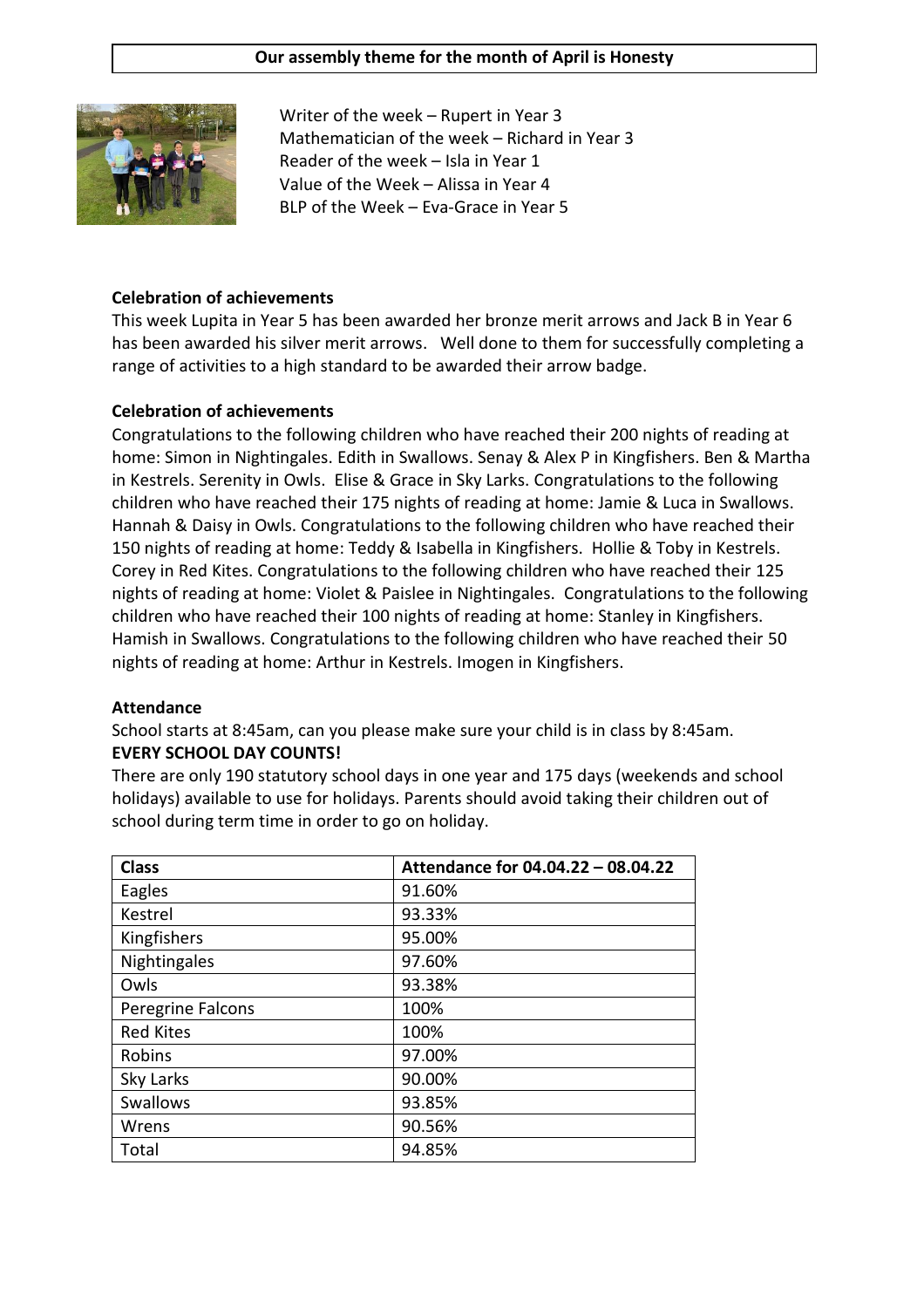**Our assembly theme for the month of April is Honesty**

Writer of the week – Rupert in Year 3
Mathematician of the week – Richard in Year 3
Reader of the week – Isla in Year 1
Value of the Week – Alissa in Year 4
BLP of the Week – Eva-Grace in Year 5

**Celebration of achievements**

This week Lupita in Year 5 has been awarded her bronze merit arrows and Jack B in Year 6 has been awarded his silver merit arrows. Well done to them for successfully completing a range of activities to a high standard to be awarded their arrow badge.

**Celebration of achievements**

Congratulations to the following children who have reached their 200 nights of reading at home: Simon in Nightingales. Edith in Swallows. Senay & Alex P in Kingfishers. Ben & Martha in Kestrels. Serenity in Owls. Elise & Grace in Sky Larks. Congratulations to the following children who have reached their 175 nights of reading at home: Jamie & Luca in Swallows. Hannah & Daisy in Owls. Congratulations to the following children who have reached their 150 nights of reading at home: Teddy & Isabella in Kingfishers. Hollie & Toby in Kestrels. Corey in Red Kites. Congratulations to the following children who have reached their 125 nights of reading at home: Violet & Paislee in Nightingales. Congratulations to the following children who have reached their 100 nights of reading at home: Stanley in Kingfishers. Hamish in Swallows. Congratulations to the following children who have reached their 50 nights of reading at home: Arthur in Kestrels. Imogen in Kingfishers.

**Attendance**

School starts at 8:45am, can you please make sure your child is in class by 8:45am.
**EVERY SCHOOL DAY COUNTS!**
There are only 190 statutory school days in one year and 175 days (weekends and school holidays) available to use for holidays. Parents should avoid taking their children out of school during term time in order to go on holiday.

| Class | Attendance for 04.04.22 – 08.04.22 |
|---|---|
| Eagles | 91.60% |
| Kestrel | 93.33% |
| Kingfishers | 95.00% |
| Nightingales | 97.60% |
| Owls | 93.38% |
| Peregrine Falcons | 100% |
| Red Kites | 100% |
| Robins | 97.00% |
| Sky Larks | 90.00% |
| Swallows | 93.85% |
| Wrens | 90.56% |
| Total | 94.85% |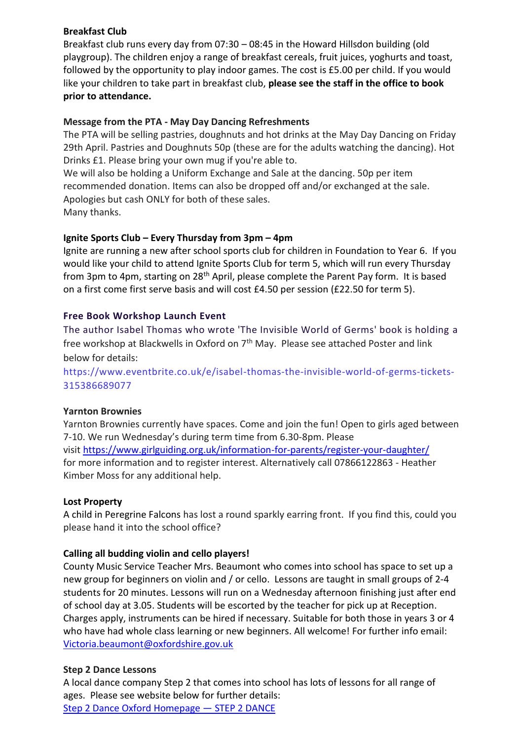**Breakfast Club**

Breakfast club runs every day from 07:30 – 08:45 in the Howard Hillsdon building (old playgroup). The children enjoy a range of breakfast cereals, fruit juices, yoghurts and toast, followed by the opportunity to play indoor games. The cost is £5.00 per child. If you would like your children to take part in breakfast club, **please see the staff in the office to book prior to attendance.**

**Message from the PTA - May Day Dancing Refreshments**

The PTA will be selling pastries, doughnuts and hot drinks at the May Day Dancing on Friday 29th April. Pastries and Doughnuts 50p (these are for the adults watching the dancing). Hot Drinks £1. Please bring your own mug if you're able to.
We will also be holding a Uniform Exchange and Sale at the dancing. 50p per item recommended donation. Items can also be dropped off and/or exchanged at the sale. Apologies but cash ONLY for both of these sales.
Many thanks.

**Ignite Sports Club – Every Thursday from 3pm – 4pm**

Ignite are running a new after school sports club for children in Foundation to Year 6. If you would like your child to attend Ignite Sports Club for term 5, which will run every Thursday from 3pm to 4pm, starting on 28th April, please complete the Parent Pay form. It is based on a first come first serve basis and will cost £4.50 per session (£22.50 for term 5).

**Free Book Workshop Launch Event**

The author Isabel Thomas who wrote 'The Invisible World of Germs' book is holding a free workshop at Blackwells in Oxford on 7th May. Please see attached Poster and link below for details:
https://www.eventbrite.co.uk/e/isabel-thomas-the-invisible-world-of-germs-tickets-315386689077

**Yarnton Brownies**

Yarnton Brownies currently have spaces. Come and join the fun! Open to girls aged between 7-10. We run Wednesday's during term time from 6.30-8pm. Please visit https://www.girlguiding.org.uk/information-for-parents/register-your-daughter/ for more information and to register interest. Alternatively call 07866122863 - Heather Kimber Moss for any additional help.

**Lost Property**

A child in Peregrine Falcons has lost a round sparkly earring front. If you find this, could you please hand it into the school office?

**Calling all budding violin and cello players!**

County Music Service Teacher Mrs. Beaumont who comes into school has space to set up a new group for beginners on violin and / or cello. Lessons are taught in small groups of 2-4 students for 20 minutes. Lessons will run on a Wednesday afternoon finishing just after end of school day at 3.05. Students will be escorted by the teacher for pick up at Reception. Charges apply, instruments can be hired if necessary. Suitable for both those in years 3 or 4 who have had whole class learning or new beginners. All welcome! For further info email: Victoria.beaumont@oxfordshire.gov.uk

**Step 2 Dance Lessons**

A local dance company Step 2 that comes into school has lots of lessons for all range of ages. Please see website below for further details:
Step 2 Dance Oxford Homepage — STEP 2 DANCE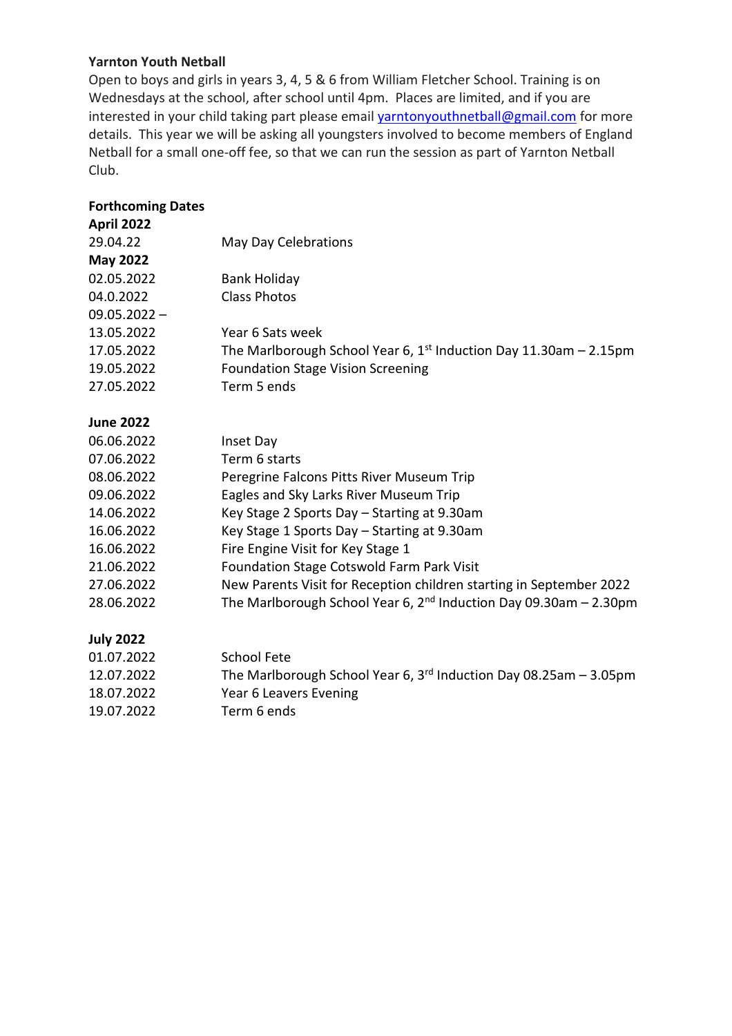**Yarnton Youth Netball**

Open to boys and girls in years 3, 4, 5 & 6 from William Fletcher School. Training is on Wednesdays at the school, after school until 4pm. Places are limited, and if you are interested in your child taking part please email yarntonyouthnetball@gmail.com for more details. This year we will be asking all youngsters involved to become members of England Netball for a small one-off fee, so that we can run the session as part of Yarnton Netball Club.

**Forthcoming Dates**

**April 2022**

| | |
|---|---|
| 29.04.22 | May Day Celebrations |

**May 2022**

| | |
|---|---|
| 02.05.2022 | Bank Holiday |
| 04.0.2022 | Class Photos |
| 09.05.2022 – 13.05.2022 | Year 6 Sats week |
| 17.05.2022 | The Marlborough School Year 6, 1st Induction Day 11.30am – 2.15pm |
| 19.05.2022 | Foundation Stage Vision Screening |
| 27.05.2022 | Term 5 ends |

**June 2022**

| | |
|---|---|
| 06.06.2022 | Inset Day |
| 07.06.2022 | Term 6 starts |
| 08.06.2022 | Peregrine Falcons Pitts River Museum Trip |
| 09.06.2022 | Eagles and Sky Larks River Museum Trip |
| 14.06.2022 | Key Stage 2 Sports Day – Starting at 9.30am |
| 16.06.2022 | Key Stage 1 Sports Day – Starting at 9.30am |
| 16.06.2022 | Fire Engine Visit for Key Stage 1 |
| 21.06.2022 | Foundation Stage Cotswold Farm Park Visit |
| 27.06.2022 | New Parents Visit for Reception children starting in September 2022 |
| 28.06.2022 | The Marlborough School Year 6, 2nd Induction Day 09.30am – 2.30pm |

**July 2022**

| | |
|---|---|
| 01.07.2022 | School Fete |
| 12.07.2022 | The Marlborough School Year 6, 3rd Induction Day 08.25am – 3.05pm |
| 18.07.2022 | Year 6 Leavers Evening |
| 19.07.2022 | Term 6 ends |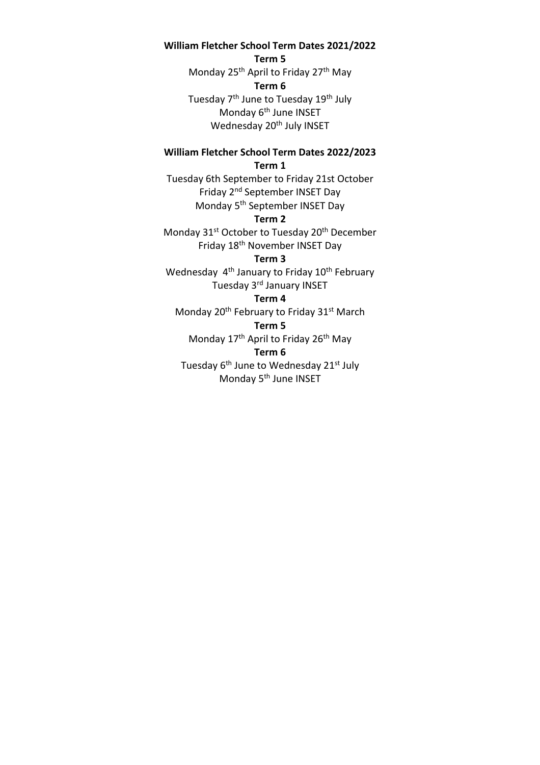**William Fletcher School Term Dates 2021/2022**

**Term 5**

Monday 25th April to Friday 27th May

**Term 6**

Tuesday 7th June to Tuesday 19th July

Monday 6th June INSET

Wednesday 20th July INSET

**William Fletcher School Term Dates 2022/2023**

**Term 1**

Tuesday 6th September to Friday 21st October

Friday 2nd September INSET Day

Monday 5th September INSET Day

**Term 2**

Monday 31st October to Tuesday 20th December

Friday 18th November INSET Day

**Term 3**

Wednesday 4th January to Friday 10th February

Tuesday 3rd January INSET

**Term 4**

Monday 20th February to Friday 31st March

**Term 5**

Monday 17th April to Friday 26th May

**Term 6**

Tuesday 6th June to Wednesday 21st July

Monday 5th June INSET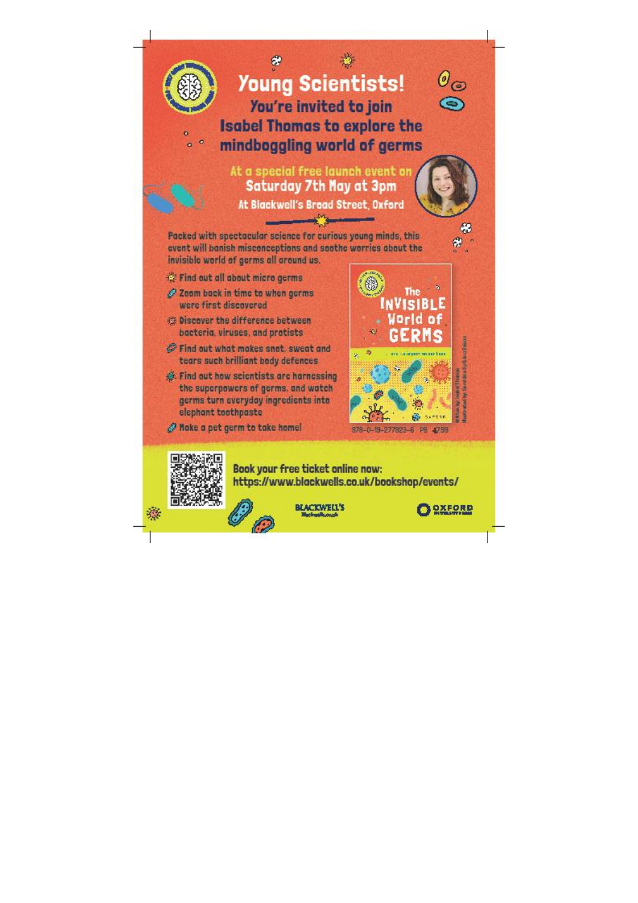# Young Scientists!

## You're invited to join Isabel Thomas to explore the mindboggling world of germs

**At a special free launch event on**

**Saturday 7th May at 3pm**

**At Blackwell's Broad Street, Oxford**

Packed with spectacular science for curious young minds, this event will banish misconceptions and soothe worries about the invisible world of germs all around us.

- Find out all about micro germs
- Zoom back in time to when germs were first discovered
- Discover the difference between bacteria, viruses, and protists
- Find out what makes snot, sweat and tears such brilliant body defences
- Find out how scientists are harnessing the superpowers of germs, and watch germs turn everyday ingredients into elephant toothpaste
- Make a pet germ to take home!

The Invisible World of Germs

978-0-19-277923-6 PB £7.99

**Book your free ticket online now:**
**https://www.blackwells.co.uk/bookshop/events/**

BLACKWELL'S

OXFORD